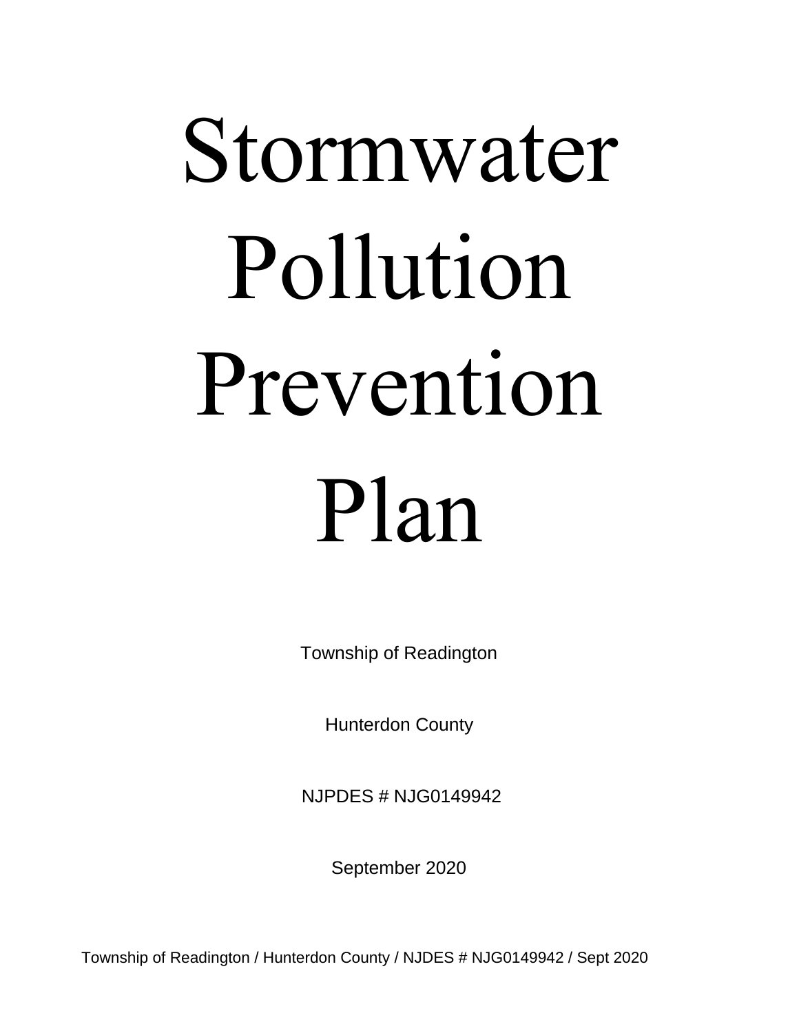# Stormwater Pollution Prevention Plan

Township of Readington

Hunterdon County

NJPDES # NJG0149942

September 2020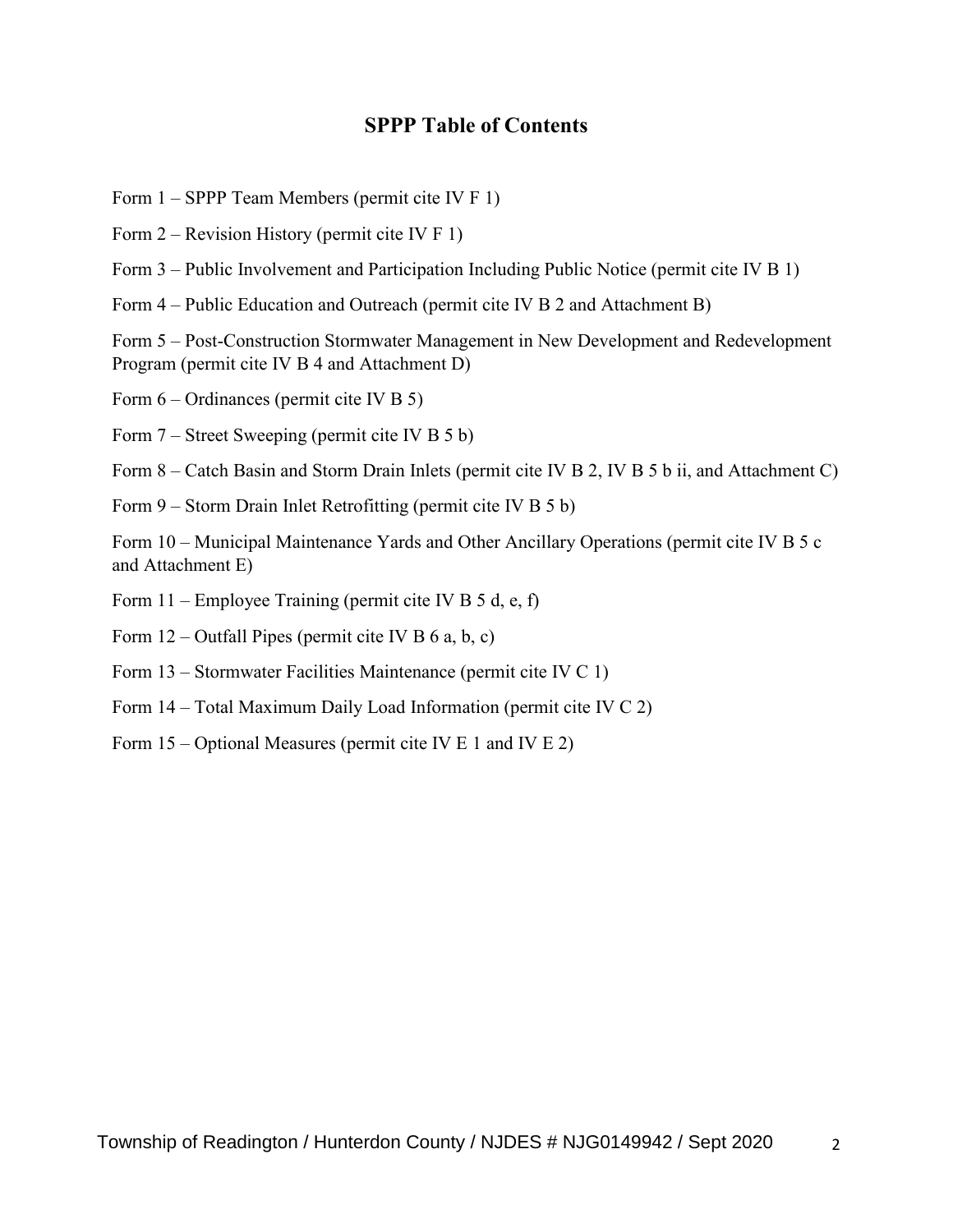## SPPP Table of Contents

Form 1 – SPPP Team Members (permit cite IV F 1)

Form 2 – Revision History (permit cite IV F 1)

Form 3 – Public Involvement and Participation Including Public Notice (permit cite IV B 1)

Form 4 – Public Education and Outreach (permit cite IV B 2 and Attachment B)

Form 5 – Post-Construction Stormwater Management in New Development and Redevelopment Program (permit cite IV B 4 and Attachment D)

Form 6 – Ordinances (permit cite IV B 5)

Form 7 – Street Sweeping (permit cite IV B 5 b)

Form 8 – Catch Basin and Storm Drain Inlets (permit cite IV B 2, IV B 5 b ii, and Attachment C)

Form 9 – Storm Drain Inlet Retrofitting (permit cite IV B 5 b)

Form 10 – Municipal Maintenance Yards and Other Ancillary Operations (permit cite IV B 5 c and Attachment E)

Form 11 – Employee Training (permit cite IV B 5 d, e, f)

Form 12 – Outfall Pipes (permit cite IV B 6 a, b, c)

Form 13 – Stormwater Facilities Maintenance (permit cite IV C 1)

Form 14 – Total Maximum Daily Load Information (permit cite IV C 2)

Form 15 – Optional Measures (permit cite IV E 1 and IV E 2)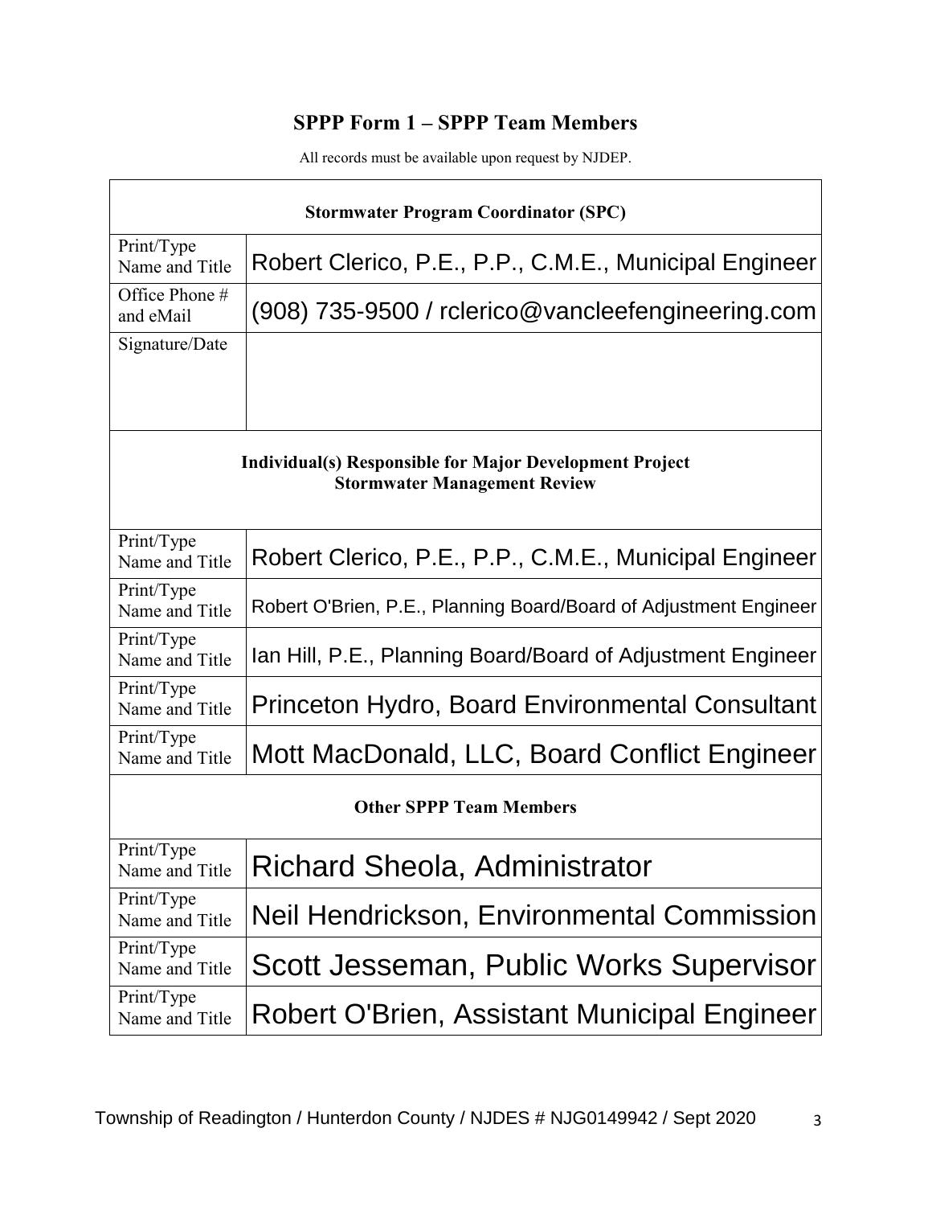# SPPP Form 1 – SPPP Team Members

All records must be available upon request by NJDEP.

| Stormwater Program Coordinator (SPC) | |
|---|---|
| Print/Type Name and Title | Robert Clerico, P.E., P.P., C.M.E., Municipal Engineer |
| Office Phone # and eMail | (908) 735-9500 / rclerico@vancleefengineering.com |
| Signature/Date | |
| **Individual(s) Responsible for Major Development Project Stormwater Management Review** | |
| Print/Type Name and Title | Robert Clerico, P.E., P.P., C.M.E., Municipal Engineer |
| Print/Type Name and Title | Robert O'Brien, P.E., Planning Board/Board of Adjustment Engineer |
| Print/Type Name and Title | Ian Hill, P.E., Planning Board/Board of Adjustment Engineer |
| Print/Type Name and Title | Princeton Hydro, Board Environmental Consultant |
| Print/Type Name and Title | Mott MacDonald, LLC, Board Conflict Engineer |
| **Other SPPP Team Members** | |
| Print/Type Name and Title | Richard Sheola, Administrator |
| Print/Type Name and Title | Neil Hendrickson, Environmental Commission |
| Print/Type Name and Title | Scott Jesseman, Public Works Supervisor |
| Print/Type Name and Title | Robert O'Brien, Assistant Municipal Engineer |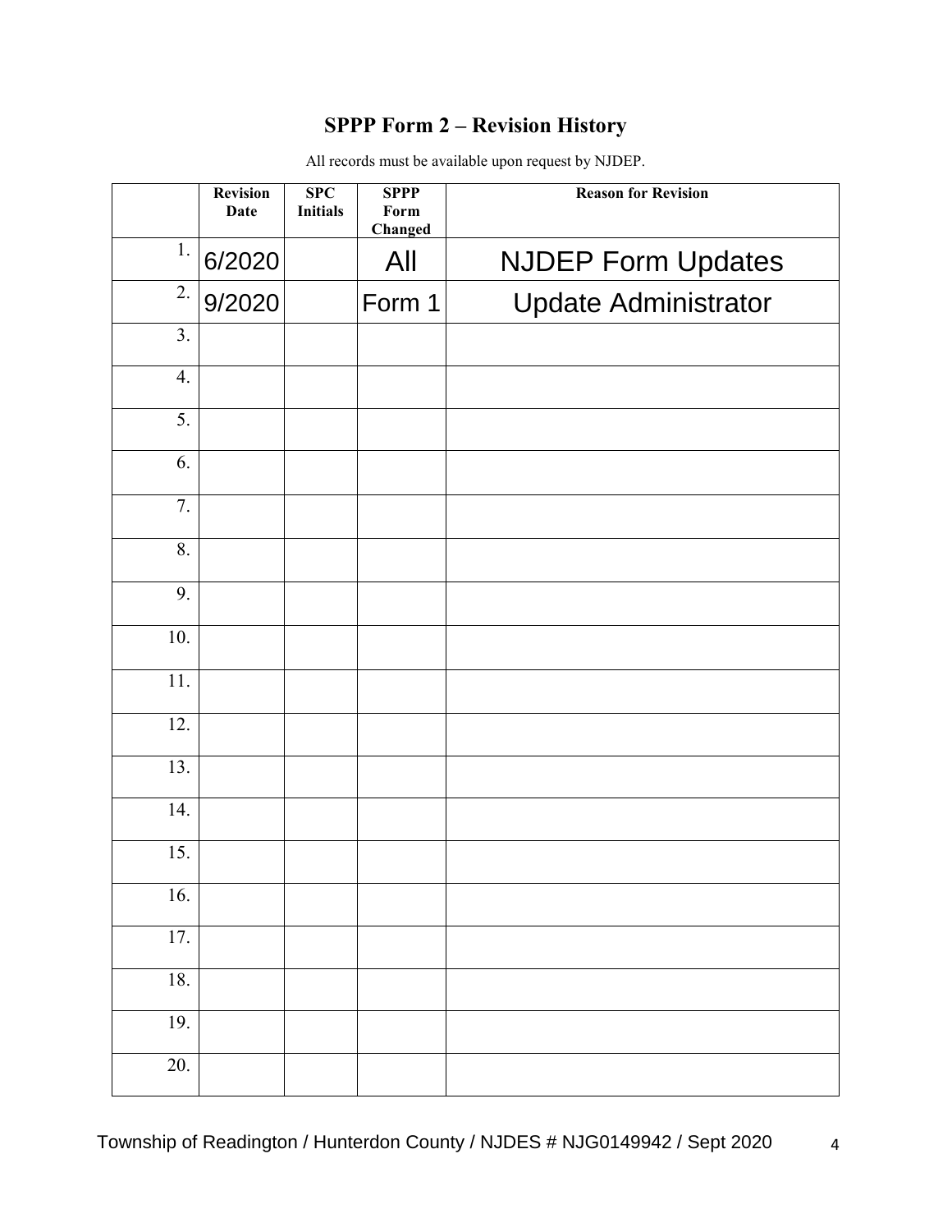## SPPP Form 2 – Revision History

All records must be available upon request by NJDEP.

| | Revision Date | SPC Initials | SPPP Form Changed | Reason for Revision |
|---|---|---|---|---|
| 1. | 6/2020 | | All | NJDEP Form Updates |
| 2. | 9/2020 | | Form 1 | Update Administrator |
| 3. | | | | |
| 4. | | | | |
| 5. | | | | |
| 6. | | | | |
| 7. | | | | |
| 8. | | | | |
| 9. | | | | |
| 10. | | | | |
| 11. | | | | |
| 12. | | | | |
| 13. | | | | |
| 14. | | | | |
| 15. | | | | |
| 16. | | | | |
| 17. | | | | |
| 18. | | | | |
| 19. | | | | |
| 20. | | | | |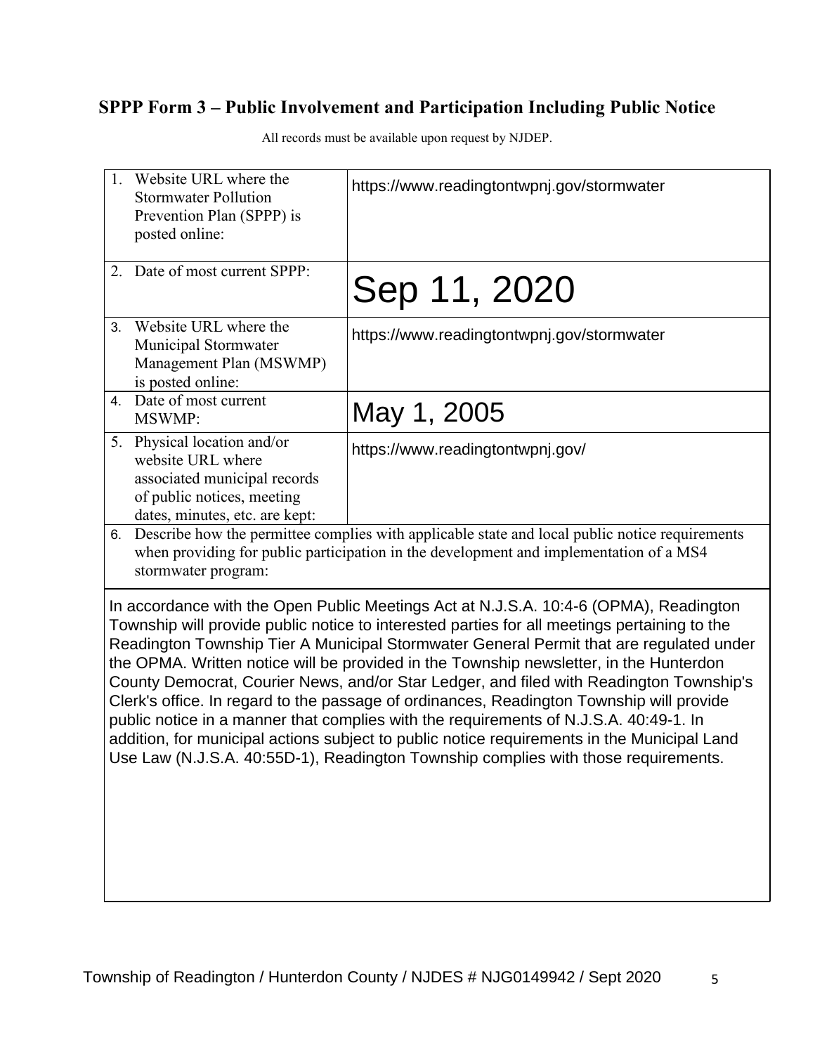## SPPP Form 3 – Public Involvement and Participation Including Public Notice

All records must be available upon request by NJDEP.

| | |
|---|---|
| 1. Website URL where the Stormwater Pollution Prevention Plan (SPPP) is posted online: | https://www.readingtontwpnj.gov/stormwater |
| 2. Date of most current SPPP: | Sep 11, 2020 |
| 3. Website URL where the Municipal Stormwater Management Plan (MSWMP) is posted online: | https://www.readingtontwpnj.gov/stormwater |
| 4. Date of most current MSWMP: | May 1, 2005 |
| 5. Physical location and/or website URL where associated municipal records of public notices, meeting dates, minutes, etc. are kept: | https://www.readingtontwpnj.gov/ |

6. Describe how the permittee complies with applicable state and local public notice requirements when providing for public participation in the development and implementation of a MS4 stormwater program:

In accordance with the Open Public Meetings Act at N.J.S.A. 10:4-6 (OPMA), Readington Township will provide public notice to interested parties for all meetings pertaining to the Readington Township Tier A Municipal Stormwater General Permit that are regulated under the OPMA. Written notice will be provided in the Township newsletter, in the Hunterdon County Democrat, Courier News, and/or Star Ledger, and filed with Readington Township's Clerk's office. In regard to the passage of ordinances, Readington Township will provide public notice in a manner that complies with the requirements of N.J.S.A. 40:49-1. In addition, for municipal actions subject to public notice requirements in the Municipal Land Use Law (N.J.S.A. 40:55D-1), Readington Township complies with those requirements.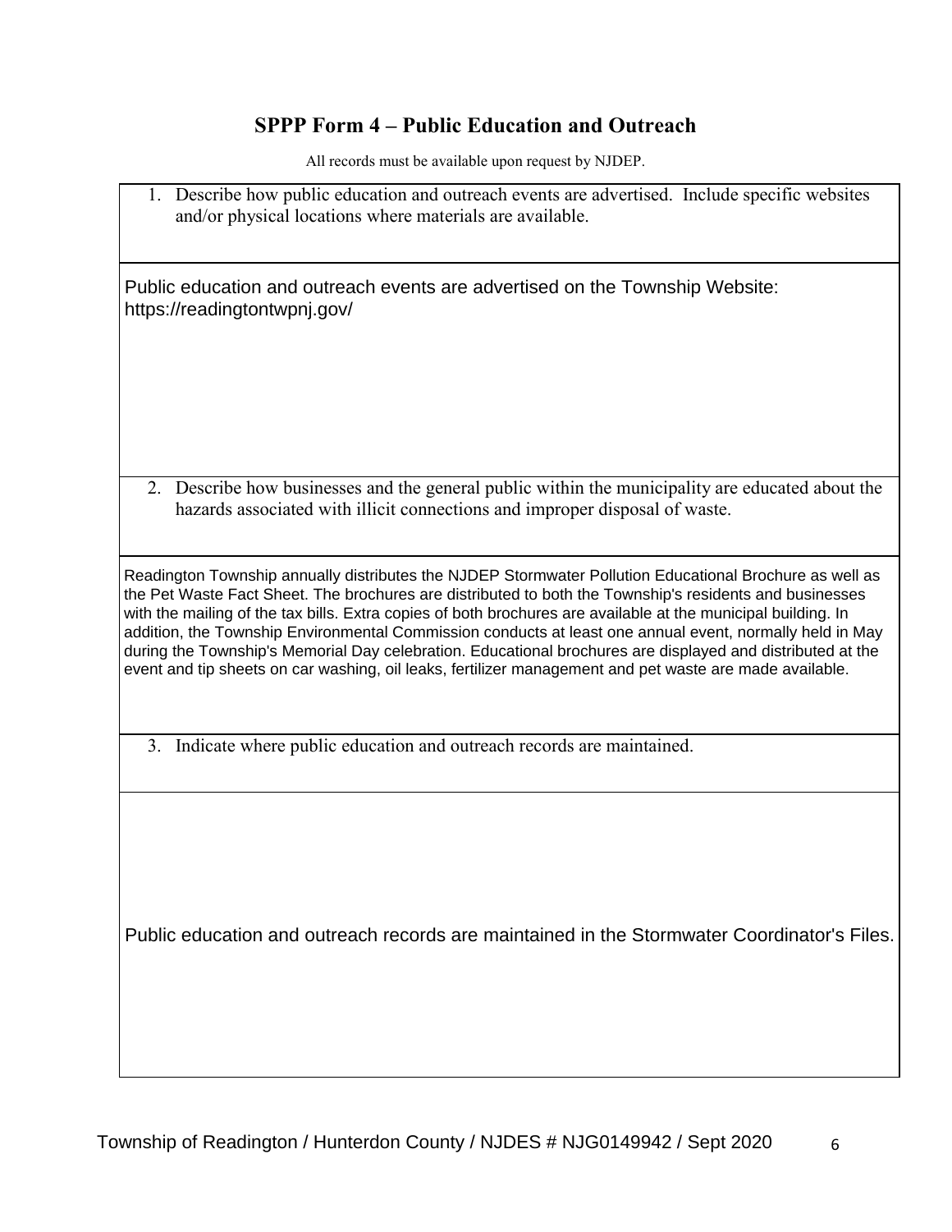## SPPP Form 4 – Public Education and Outreach

All records must be available upon request by NJDEP.

1. Describe how public education and outreach events are advertised. Include specific websites and/or physical locations where materials are available.

Public education and outreach events are advertised on the Township Website: https://readingtontwpnj.gov/

2. Describe how businesses and the general public within the municipality are educated about the hazards associated with illicit connections and improper disposal of waste.

Readington Township annually distributes the NJDEP Stormwater Pollution Educational Brochure as well as the Pet Waste Fact Sheet. The brochures are distributed to both the Township's residents and businesses with the mailing of the tax bills. Extra copies of both brochures are available at the municipal building. In addition, the Township Environmental Commission conducts at least one annual event, normally held in May during the Township's Memorial Day celebration. Educational brochures are displayed and distributed at the event and tip sheets on car washing, oil leaks, fertilizer management and pet waste are made available.

3. Indicate where public education and outreach records are maintained.

Public education and outreach records are maintained in the Stormwater Coordinator's Files.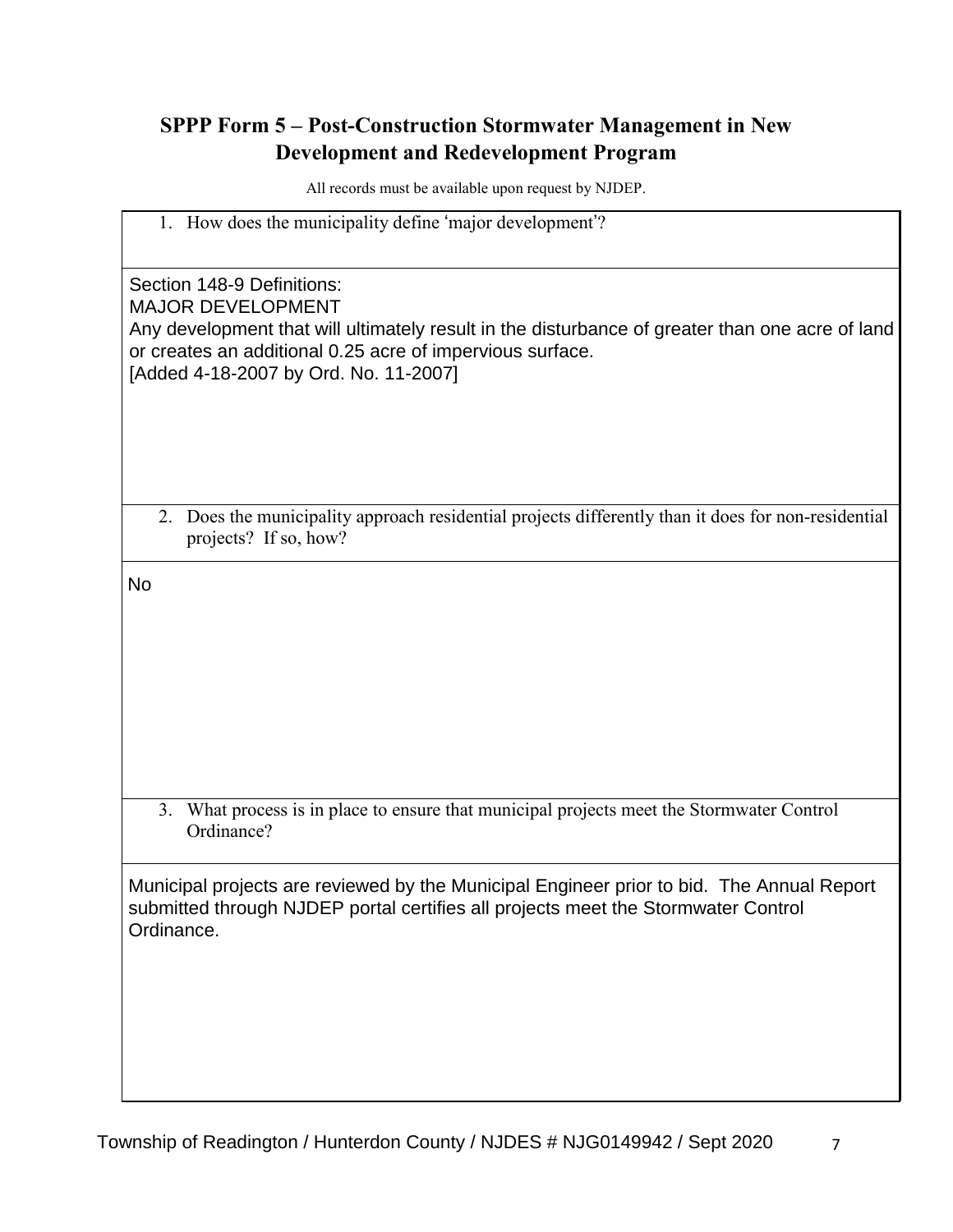# SPPP Form 5 – Post-Construction Stormwater Management in New Development and Redevelopment Program

All records must be available upon request by NJDEP.

1. How does the municipality define 'major development'?

Section 148-9 Definitions:
MAJOR DEVELOPMENT
Any development that will ultimately result in the disturbance of greater than one acre of land or creates an additional 0.25 acre of impervious surface.
[Added 4-18-2007 by Ord. No. 11-2007]

2. Does the municipality approach residential projects differently than it does for non-residential projects? If so, how?

No

3. What process is in place to ensure that municipal projects meet the Stormwater Control Ordinance?

Municipal projects are reviewed by the Municipal Engineer prior to bid. The Annual Report submitted through NJDEP portal certifies all projects meet the Stormwater Control Ordinance.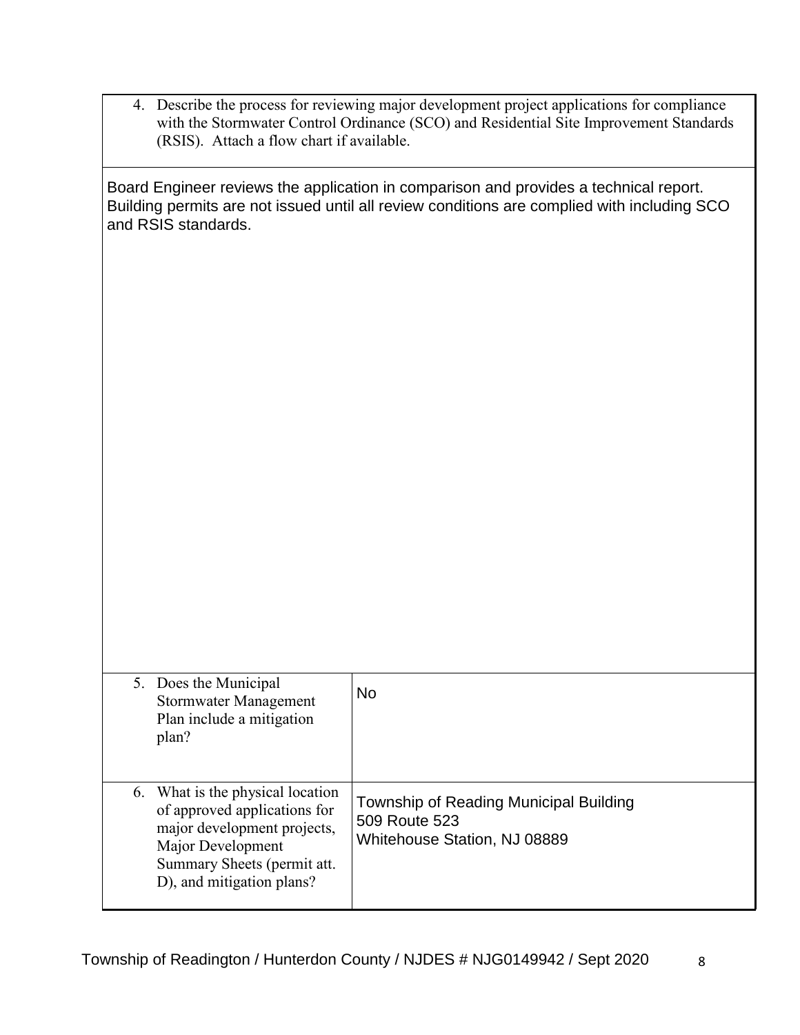4. Describe the process for reviewing major development project applications for compliance with the Stormwater Control Ordinance (SCO) and Residential Site Improvement Standards (RSIS). Attach a flow chart if available.

Board Engineer reviews the application in comparison and provides a technical report. Building permits are not issued until all review conditions are complied with including SCO and RSIS standards.

| | |
|---|---|
| 5. Does the Municipal Stormwater Management Plan include a mitigation plan? | No |
| 6. What is the physical location of approved applications for major development projects, Major Development Summary Sheets (permit att. D), and mitigation plans? | Township of Reading Municipal Building<br>509 Route 523<br>Whitehouse Station, NJ 08889 |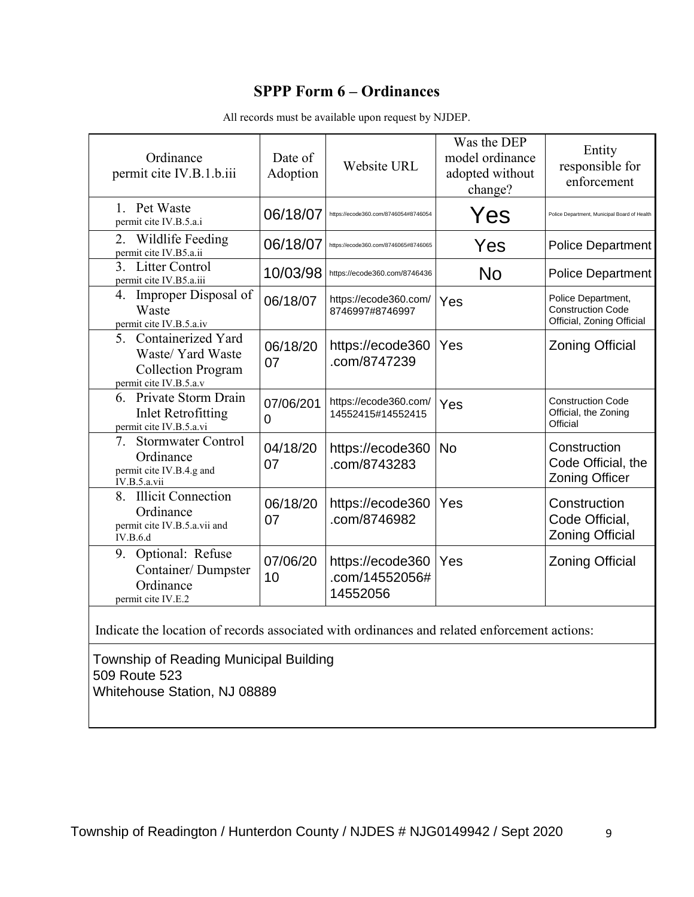# SPPP Form 6 – Ordinances

All records must be available upon request by NJDEP.

| Ordinance permit cite IV.B.1.b.iii | Date of Adoption | Website URL | Was the DEP model ordinance adopted without change? | Entity responsible for enforcement |
|---|---|---|---|---|
| 1. Pet Waste permit cite IV.B.5.a.i | 06/18/07 | https://ecode360.com/8746054#8746054 | Yes | Police Department, Municipal Board of Health |
| 2. Wildlife Feeding permit cite IV.B5.a.ii | 06/18/07 | https://ecode360.com/8746065#8746065 | Yes | Police Department |
| 3. Litter Control permit cite IV.B5.a.iii | 10/03/98 | https://ecode360.com/8746436 | No | Police Department |
| 4. Improper Disposal of Waste permit cite IV.B.5.a.iv | 06/18/07 | https://ecode360.com/8746997#8746997 | Yes | Police Department, Construction Code Official, Zoning Official |
| 5. Containerized Yard Waste/ Yard Waste Collection Program permit cite IV.B.5.a.v | 06/18/2007 | https://ecode360.com/8747239 | Yes | Zoning Official |
| 6. Private Storm Drain Inlet Retrofitting permit cite IV.B.5.a.vi | 07/06/2010 | https://ecode360.com/14552415#14552415 | Yes | Construction Code Official, the Zoning Official |
| 7. Stormwater Control Ordinance permit cite IV.B.4.g and IV.B.5.a.vii | 04/18/2007 | https://ecode360.com/8743283 | No | Construction Code Official, the Zoning Officer |
| 8. Illicit Connection Ordinance permit cite IV.B.5.a.vii and IV.B.6.d | 06/18/2007 | https://ecode360.com/8746982 | Yes | Construction Code Official, Zoning Official |
| 9. Optional: Refuse Container/ Dumpster Ordinance permit cite IV.E.2 | 07/06/2010 | https://ecode360.com/14552056#14552056 | Yes | Zoning Official |

Indicate the location of records associated with ordinances and related enforcement actions:

Township of Reading Municipal Building
509 Route 523
Whitehouse Station, NJ 08889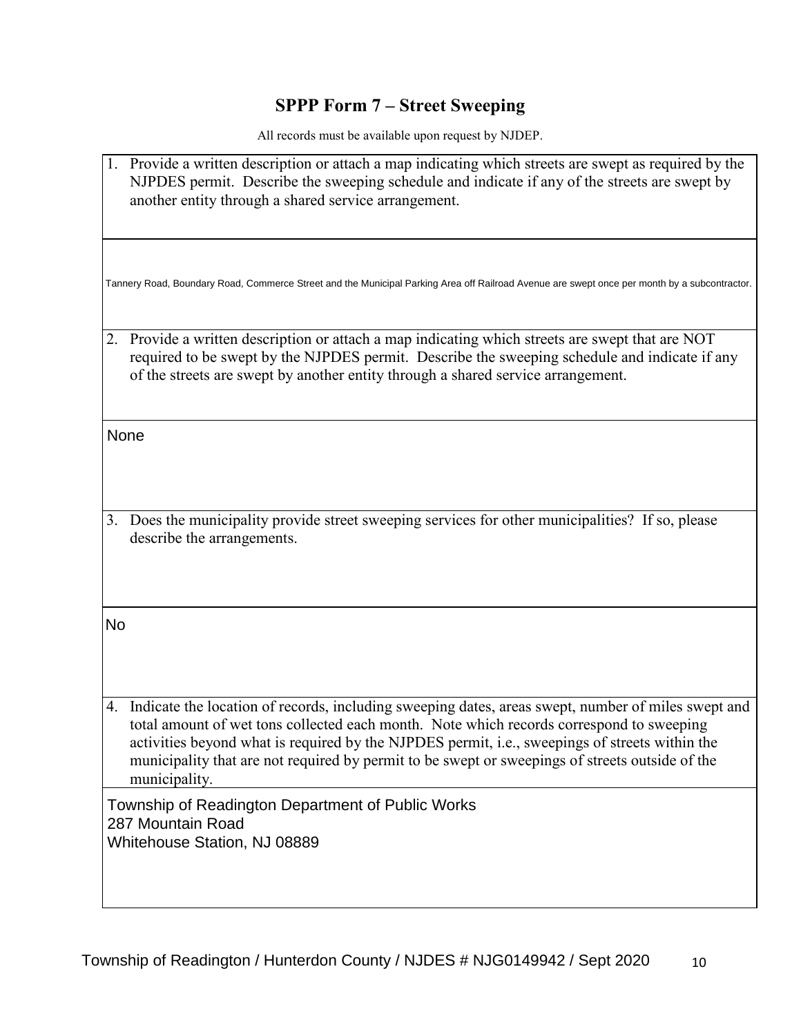## SPPP Form 7 – Street Sweeping

All records must be available upon request by NJDEP.

1. Provide a written description or attach a map indicating which streets are swept as required by the NJPDES permit. Describe the sweeping schedule and indicate if any of the streets are swept by another entity through a shared service arrangement.

Tannery Road, Boundary Road, Commerce Street and the Municipal Parking Area off Railroad Avenue are swept once per month by a subcontractor.

2. Provide a written description or attach a map indicating which streets are swept that are NOT required to be swept by the NJPDES permit. Describe the sweeping schedule and indicate if any of the streets are swept by another entity through a shared service arrangement.

None

3. Does the municipality provide street sweeping services for other municipalities? If so, please describe the arrangements.

No

4. Indicate the location of records, including sweeping dates, areas swept, number of miles swept and total amount of wet tons collected each month. Note which records correspond to sweeping activities beyond what is required by the NJPDES permit, i.e., sweepings of streets within the municipality that are not required by permit to be swept or sweepings of streets outside of the municipality.

Township of Readington Department of Public Works
287 Mountain Road
Whitehouse Station, NJ 08889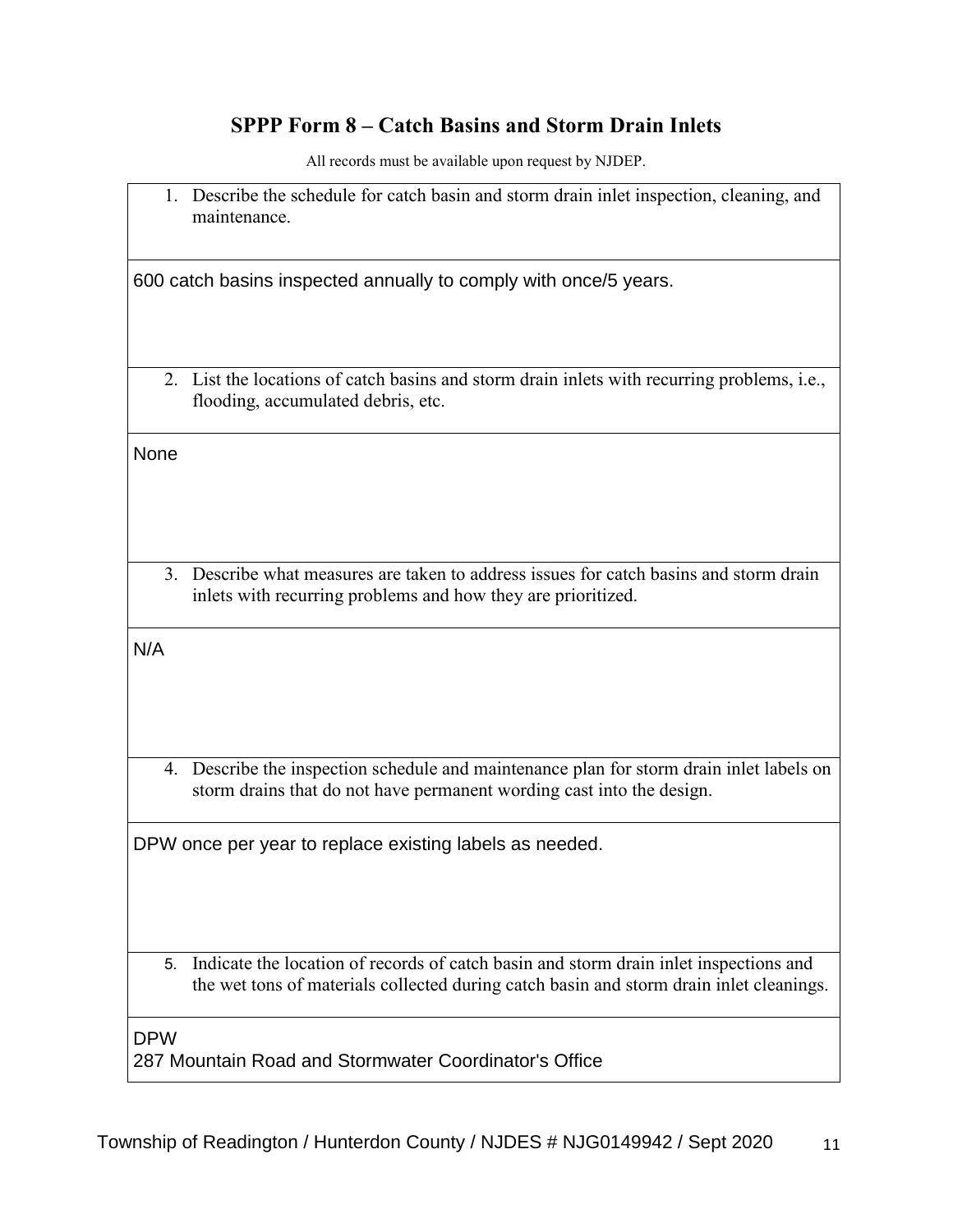# SPPP Form 8 – Catch Basins and Storm Drain Inlets

All records must be available upon request by NJDEP.

1. Describe the schedule for catch basin and storm drain inlet inspection, cleaning, and maintenance.

600 catch basins inspected annually to comply with once/5 years.

2. List the locations of catch basins and storm drain inlets with recurring problems, i.e., flooding, accumulated debris, etc.

None

3. Describe what measures are taken to address issues for catch basins and storm drain inlets with recurring problems and how they are prioritized.

N/A

4. Describe the inspection schedule and maintenance plan for storm drain inlet labels on storm drains that do not have permanent wording cast into the design.

DPW once per year to replace existing labels as needed.

5. Indicate the location of records of catch basin and storm drain inlet inspections and the wet tons of materials collected during catch basin and storm drain inlet cleanings.

DPW
287 Mountain Road and Stormwater Coordinator's Office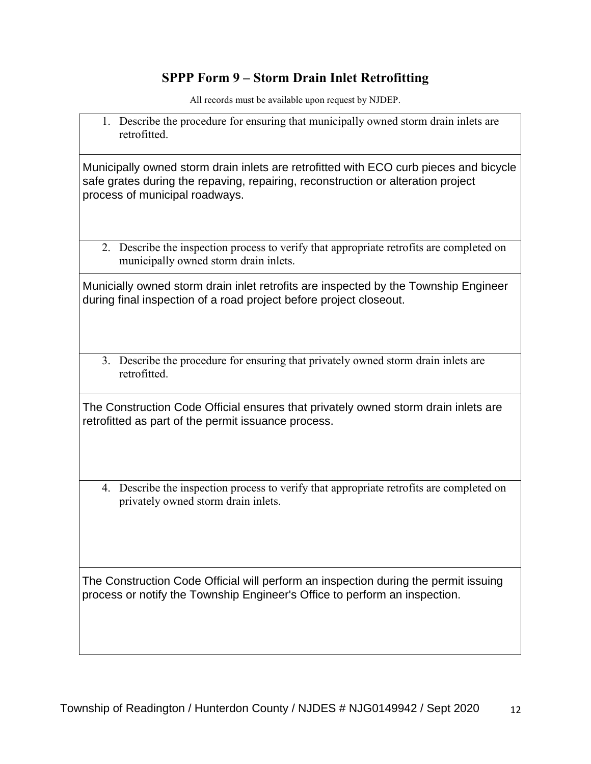## SPPP Form 9 – Storm Drain Inlet Retrofitting

All records must be available upon request by NJDEP.

1. Describe the procedure for ensuring that municipally owned storm drain inlets are retrofitted.

Municipally owned storm drain inlets are retrofitted with ECO curb pieces and bicycle safe grates during the repaving, repairing, reconstruction or alteration project process of municipal roadways.

2. Describe the inspection process to verify that appropriate retrofits are completed on municipally owned storm drain inlets.

Municially owned storm drain inlet retrofits are inspected by the Township Engineer during final inspection of a road project before project closeout.

3. Describe the procedure for ensuring that privately owned storm drain inlets are retrofitted.

The Construction Code Official ensures that privately owned storm drain inlets are retrofitted as part of the permit issuance process.

4. Describe the inspection process to verify that appropriate retrofits are completed on privately owned storm drain inlets.

The Construction Code Official will perform an inspection during the permit issuing process or notify the Township Engineer's Office to perform an inspection.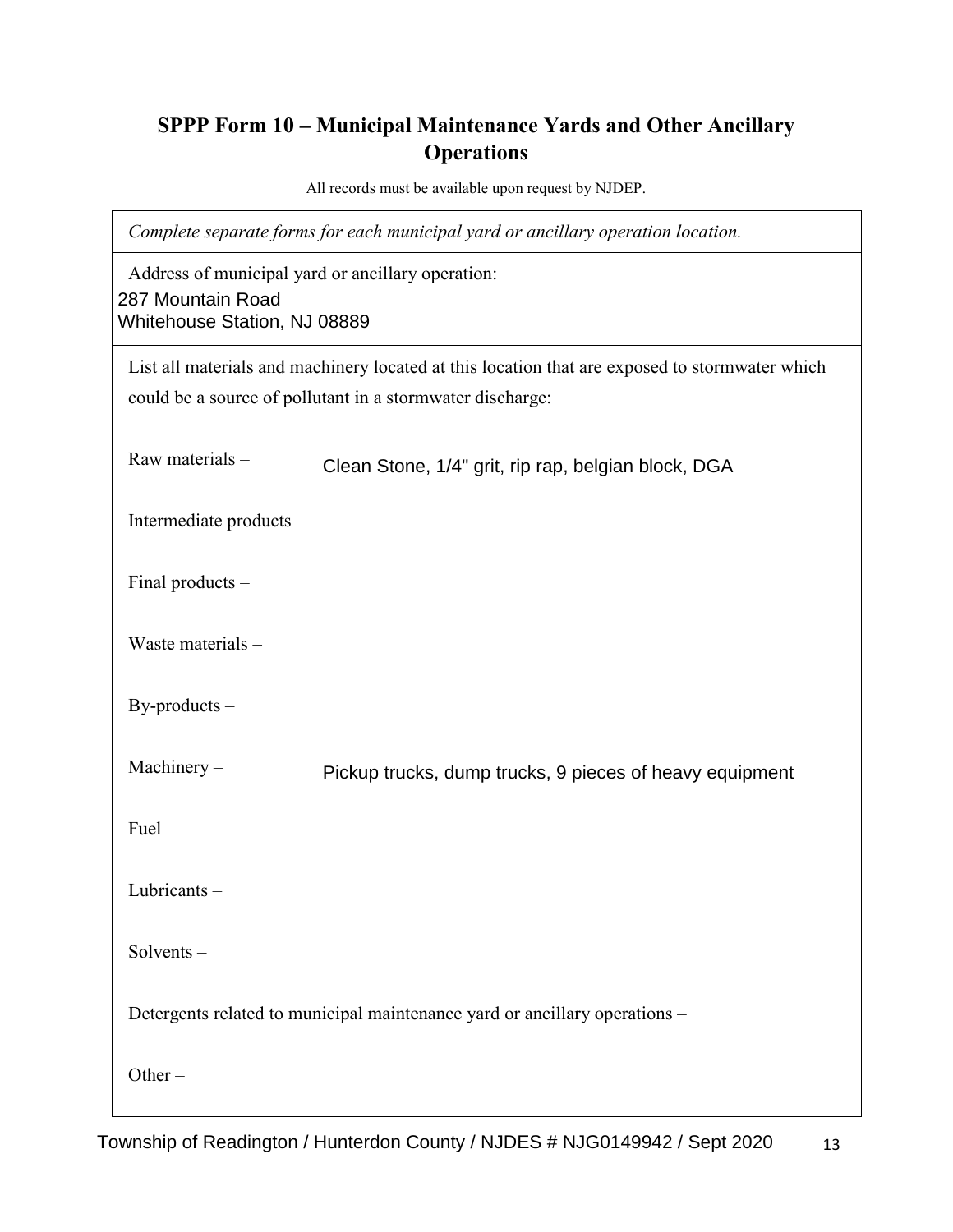## SPPP Form 10 – Municipal Maintenance Yards and Other Ancillary Operations

All records must be available upon request by NJDEP.

*Complete separate forms for each municipal yard or ancillary operation location.*

Address of municipal yard or ancillary operation:
287 Mountain Road
Whitehouse Station, NJ 08889

List all materials and machinery located at this location that are exposed to stormwater which could be a source of pollutant in a stormwater discharge:

Raw materials – Clean Stone, 1/4" grit, rip rap, belgian block, DGA

Intermediate products –

Final products –

Waste materials –

By-products –

Machinery – Pickup trucks, dump trucks, 9 pieces of heavy equipment

Fuel –

Lubricants –

Solvents –

Detergents related to municipal maintenance yard or ancillary operations –

Other –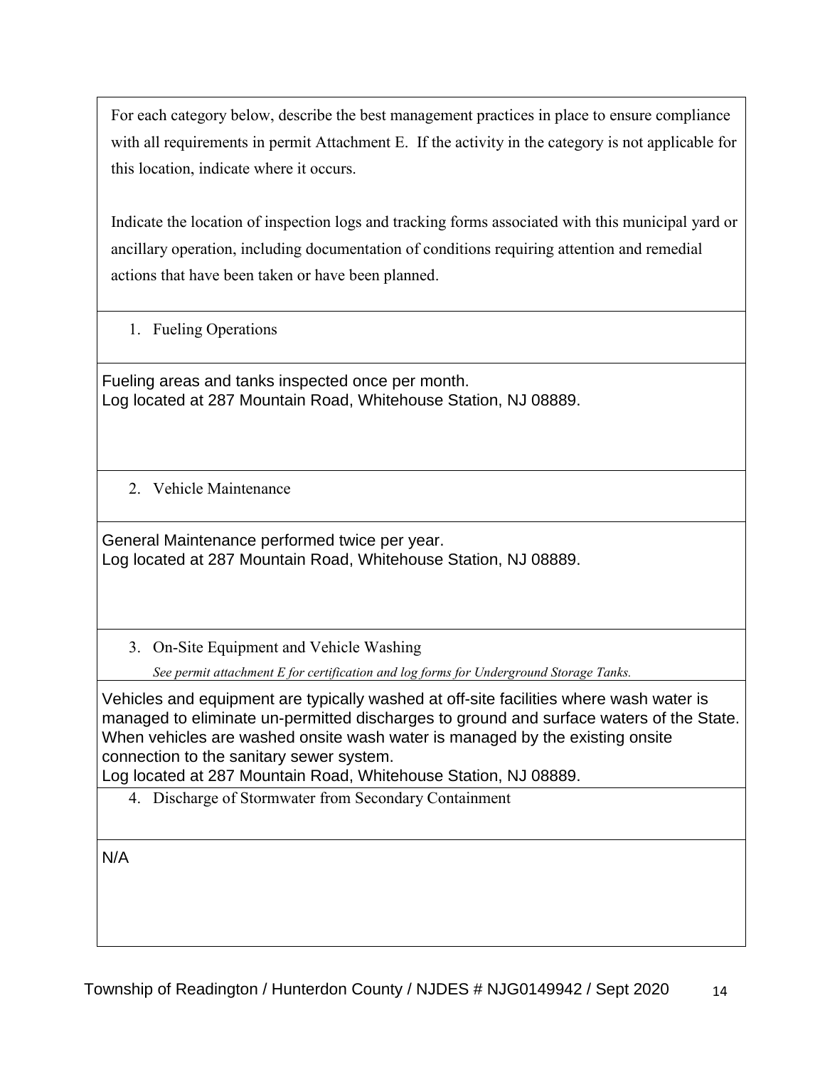For each category below, describe the best management practices in place to ensure compliance with all requirements in permit Attachment E. If the activity in the category is not applicable for this location, indicate where it occurs.

Indicate the location of inspection logs and tracking forms associated with this municipal yard or ancillary operation, including documentation of conditions requiring attention and remedial actions that have been taken or have been planned.

1. Fueling Operations

Fueling areas and tanks inspected once per month.
Log located at 287 Mountain Road, Whitehouse Station, NJ 08889.

2. Vehicle Maintenance

General Maintenance performed twice per year.
Log located at 287 Mountain Road, Whitehouse Station, NJ 08889.

3. On-Site Equipment and Vehicle Washing

*See permit attachment E for certification and log forms for Underground Storage Tanks.*

Vehicles and equipment are typically washed at off-site facilities where wash water is managed to eliminate un-permitted discharges to ground and surface waters of the State. When vehicles are washed onsite wash water is managed by the existing onsite connection to the sanitary sewer system.
Log located at 287 Mountain Road, Whitehouse Station, NJ 08889.

4. Discharge of Stormwater from Secondary Containment

N/A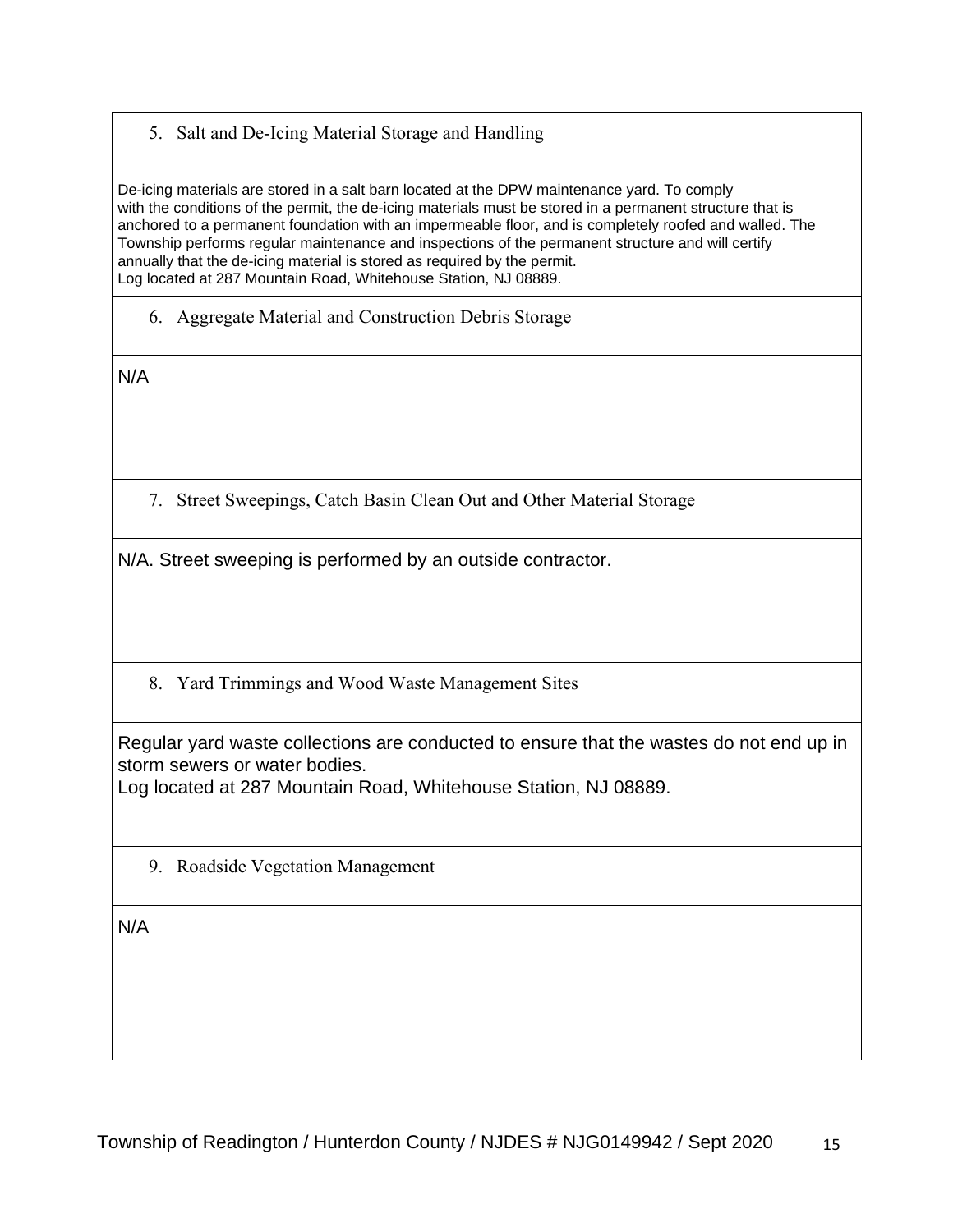5. Salt and De-Icing Material Storage and Handling

De-icing materials are stored in a salt barn located at the DPW maintenance yard. To comply with the conditions of the permit, the de-icing materials must be stored in a permanent structure that is anchored to a permanent foundation with an impermeable floor, and is completely roofed and walled. The Township performs regular maintenance and inspections of the permanent structure and will certify annually that the de-icing material is stored as required by the permit.
Log located at 287 Mountain Road, Whitehouse Station, NJ 08889.

6. Aggregate Material and Construction Debris Storage

N/A

7. Street Sweepings, Catch Basin Clean Out and Other Material Storage

N/A. Street sweeping is performed by an outside contractor.

8. Yard Trimmings and Wood Waste Management Sites

Regular yard waste collections are conducted to ensure that the wastes do not end up in storm sewers or water bodies.
Log located at 287 Mountain Road, Whitehouse Station, NJ 08889.

9. Roadside Vegetation Management

N/A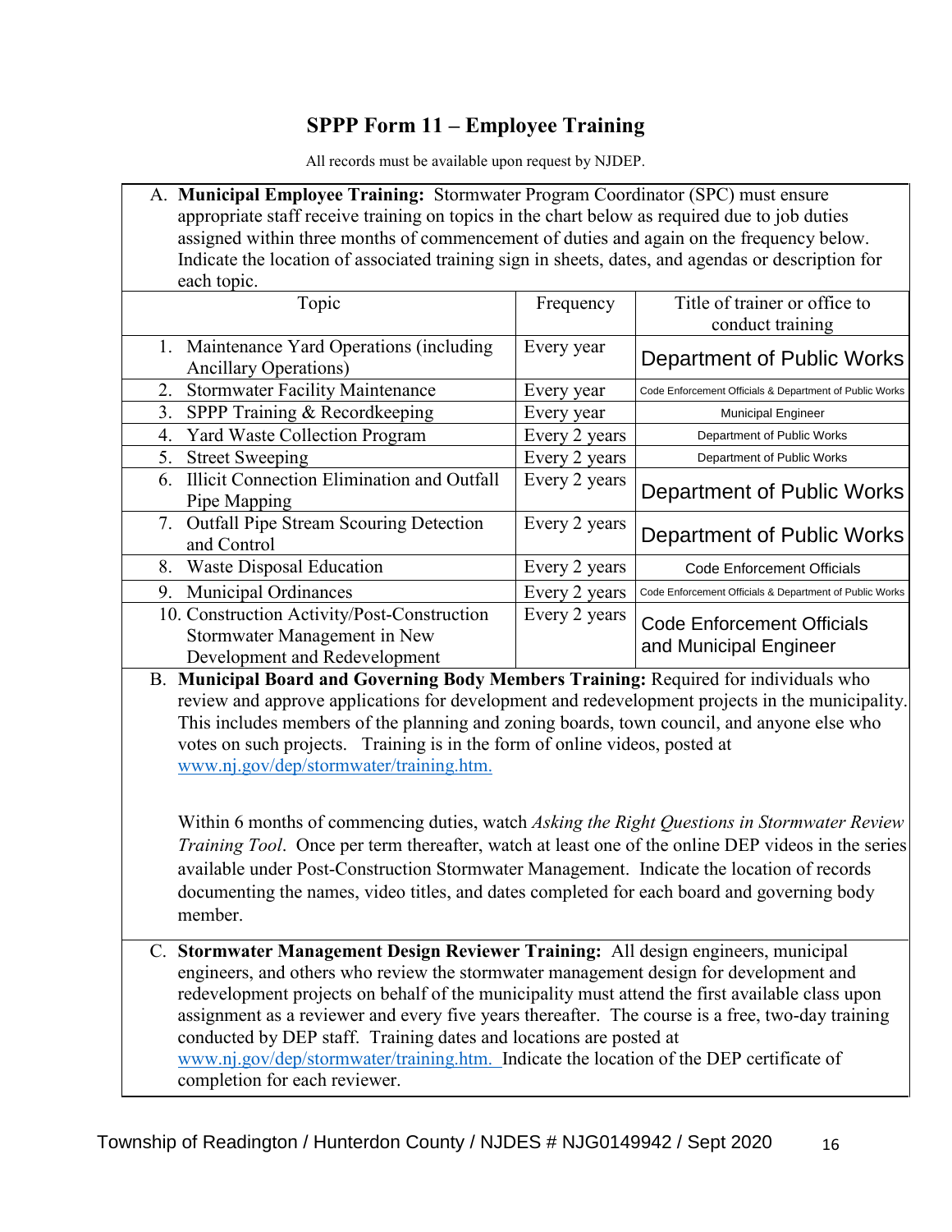# SPPP Form 11 – Employee Training

All records must be available upon request by NJDEP.

A. **Municipal Employee Training:** Stormwater Program Coordinator (SPC) must ensure appropriate staff receive training on topics in the chart below as required due to job duties assigned within three months of commencement of duties and again on the frequency below. Indicate the location of associated training sign in sheets, dates, and agendas or description for each topic.

| Topic | Frequency | Title of trainer or office to conduct training |
|---|---|---|
| 1. Maintenance Yard Operations (including Ancillary Operations) | Every year | Department of Public Works |
| 2. Stormwater Facility Maintenance | Every year | Code Enforcement Officials & Department of Public Works |
| 3. SPPP Training & Recordkeeping | Every year | Municipal Engineer |
| 4. Yard Waste Collection Program | Every 2 years | Department of Public Works |
| 5. Street Sweeping | Every 2 years | Department of Public Works |
| 6. Illicit Connection Elimination and Outfall Pipe Mapping | Every 2 years | Department of Public Works |
| 7. Outfall Pipe Stream Scouring Detection and Control | Every 2 years | Department of Public Works |
| 8. Waste Disposal Education | Every 2 years | Code Enforcement Officials |
| 9. Municipal Ordinances | Every 2 years | Code Enforcement Officials & Department of Public Works |
| 10. Construction Activity/Post-Construction Stormwater Management in New Development and Redevelopment | Every 2 years | Code Enforcement Officials and Municipal Engineer |

B. **Municipal Board and Governing Body Members Training:** Required for individuals who review and approve applications for development and redevelopment projects in the municipality. This includes members of the planning and zoning boards, town council, and anyone else who votes on such projects. Training is in the form of online videos, posted at www.nj.gov/dep/stormwater/training.htm.

Within 6 months of commencing duties, watch *Asking the Right Questions in Stormwater Review Training Tool*. Once per term thereafter, watch at least one of the online DEP videos in the series available under Post-Construction Stormwater Management. Indicate the location of records documenting the names, video titles, and dates completed for each board and governing body member.

C. **Stormwater Management Design Reviewer Training:** All design engineers, municipal engineers, and others who review the stormwater management design for development and redevelopment projects on behalf of the municipality must attend the first available class upon assignment as a reviewer and every five years thereafter. The course is a free, two-day training conducted by DEP staff. Training dates and locations are posted at www.nj.gov/dep/stormwater/training.htm. Indicate the location of the DEP certificate of completion for each reviewer.

Township of Readington / Hunterdon County / NJDES # NJG0149942 / Sept 2020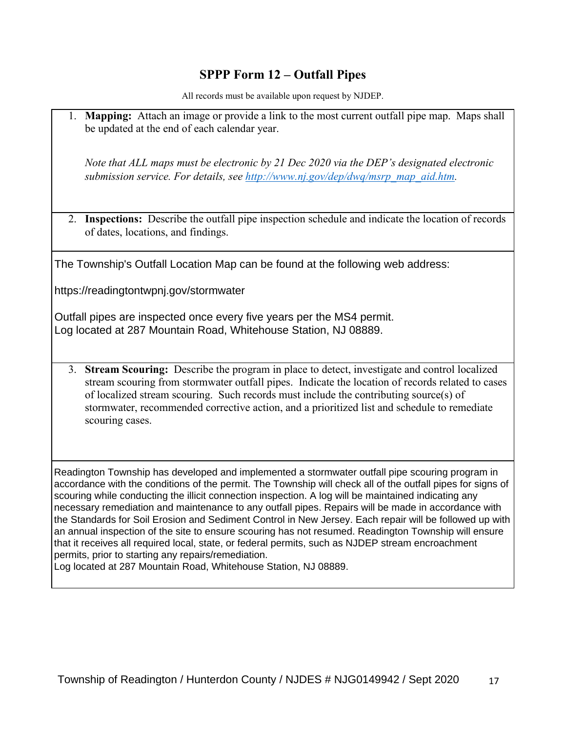## SPPP Form 12 – Outfall Pipes

All records must be available upon request by NJDEP.

1. **Mapping:** Attach an image or provide a link to the most current outfall pipe map. Maps shall be updated at the end of each calendar year.

   *Note that ALL maps must be electronic by 21 Dec 2020 via the DEP's designated electronic submission service. For details, see [http://www.nj.gov/dep/dwq/msrp_map_aid.htm](http://www.nj.gov/dep/dwq/msrp_map_aid.htm).*

2. **Inspections:** Describe the outfall pipe inspection schedule and indicate the location of records of dates, locations, and findings.

The Township's Outfall Location Map can be found at the following web address:

https://readingtontwpnj.gov/stormwater

Outfall pipes are inspected once every five years per the MS4 permit.
Log located at 287 Mountain Road, Whitehouse Station, NJ 08889.

3. **Stream Scouring:** Describe the program in place to detect, investigate and control localized stream scouring from stormwater outfall pipes. Indicate the location of records related to cases of localized stream scouring. Such records must include the contributing source(s) of stormwater, recommended corrective action, and a prioritized list and schedule to remediate scouring cases.

Readington Township has developed and implemented a stormwater outfall pipe scouring program in accordance with the conditions of the permit. The Township will check all of the outfall pipes for signs of scouring while conducting the illicit connection inspection. A log will be maintained indicating any necessary remediation and maintenance to any outfall pipes. Repairs will be made in accordance with the Standards for Soil Erosion and Sediment Control in New Jersey. Each repair will be followed up with an annual inspection of the site to ensure scouring has not resumed. Readington Township will ensure that it receives all required local, state, or federal permits, such as NJDEP stream encroachment permits, prior to starting any repairs/remediation.
Log located at 287 Mountain Road, Whitehouse Station, NJ 08889.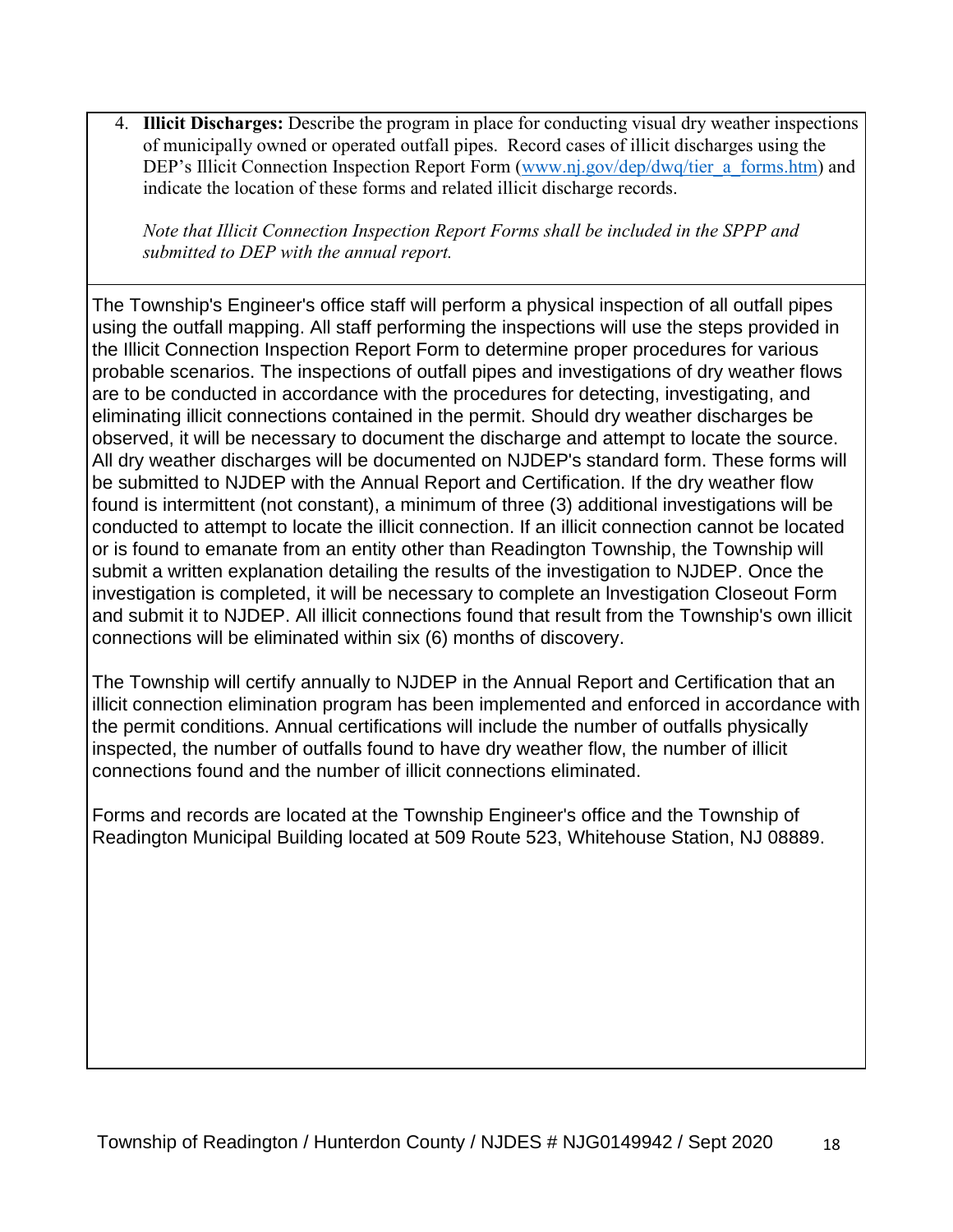4. **Illicit Discharges:** Describe the program in place for conducting visual dry weather inspections of municipally owned or operated outfall pipes. Record cases of illicit discharges using the DEP's Illicit Connection Inspection Report Form (www.nj.gov/dep/dwq/tier_a_forms.htm) and indicate the location of these forms and related illicit discharge records.

   *Note that Illicit Connection Inspection Report Forms shall be included in the SPPP and submitted to DEP with the annual report.*

The Township's Engineer's office staff will perform a physical inspection of all outfall pipes using the outfall mapping. All staff performing the inspections will use the steps provided in the Illicit Connection Inspection Report Form to determine proper procedures for various probable scenarios. The inspections of outfall pipes and investigations of dry weather flows are to be conducted in accordance with the procedures for detecting, investigating, and eliminating illicit connections contained in the permit. Should dry weather discharges be observed, it will be necessary to document the discharge and attempt to locate the source. All dry weather discharges will be documented on NJDEP's standard form. These forms will be submitted to NJDEP with the Annual Report and Certification. If the dry weather flow found is intermittent (not constant), a minimum of three (3) additional investigations will be conducted to attempt to locate the illicit connection. If an illicit connection cannot be located or is found to emanate from an entity other than Readington Township, the Township will submit a written explanation detailing the results of the investigation to NJDEP. Once the investigation is completed, it will be necessary to complete an lnvestigation Closeout Form and submit it to NJDEP. All illicit connections found that result from the Township's own illicit connections will be eliminated within six (6) months of discovery.

The Township will certify annually to NJDEP in the Annual Report and Certification that an illicit connection elimination program has been implemented and enforced in accordance with the permit conditions. Annual certifications will include the number of outfalls physically inspected, the number of outfalls found to have dry weather flow, the number of illicit connections found and the number of illicit connections eliminated.

Forms and records are located at the Township Engineer's office and the Township of Readington Municipal Building located at 509 Route 523, Whitehouse Station, NJ 08889.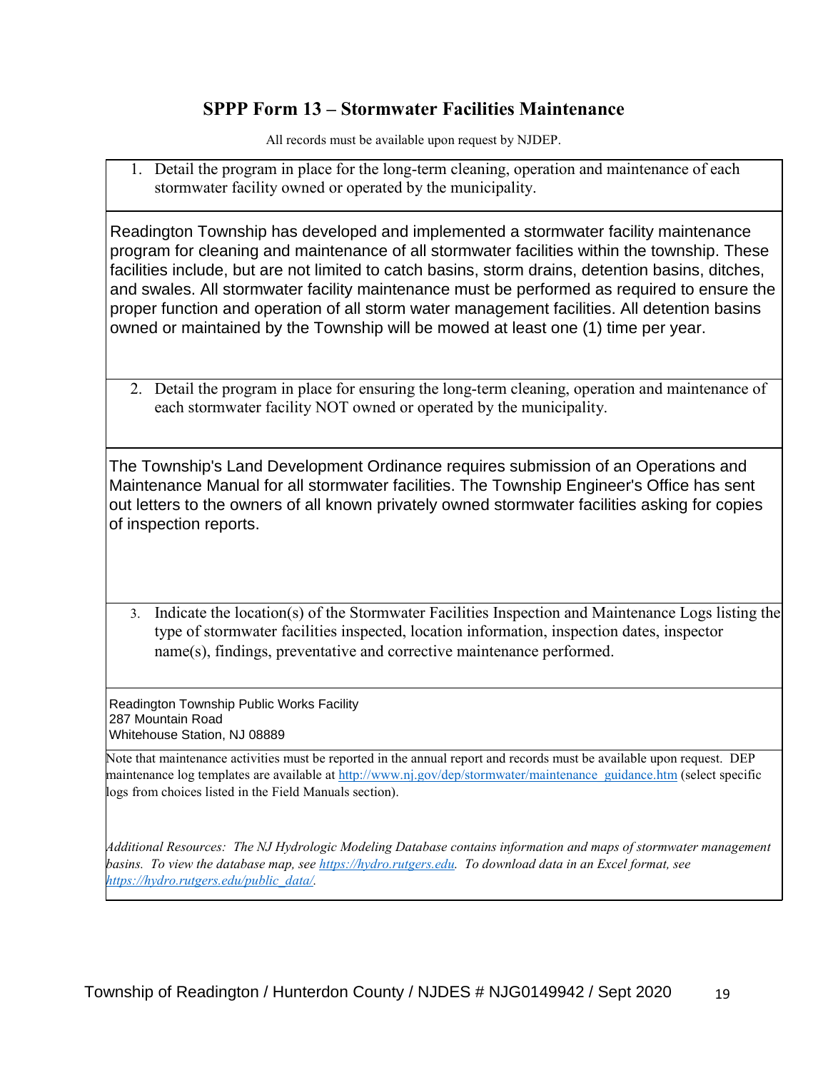## SPPP Form 13 – Stormwater Facilities Maintenance

All records must be available upon request by NJDEP.

1. Detail the program in place for the long-term cleaning, operation and maintenance of each stormwater facility owned or operated by the municipality.

Readington Township has developed and implemented a stormwater facility maintenance program for cleaning and maintenance of all stormwater facilities within the township. These facilities include, but are not limited to catch basins, storm drains, detention basins, ditches, and swales. All stormwater facility maintenance must be performed as required to ensure the proper function and operation of all storm water management facilities. All detention basins owned or maintained by the Township will be mowed at least one (1) time per year.

2. Detail the program in place for ensuring the long-term cleaning, operation and maintenance of each stormwater facility NOT owned or operated by the municipality.

The Township's Land Development Ordinance requires submission of an Operations and Maintenance Manual for all stormwater facilities. The Township Engineer's Office has sent out letters to the owners of all known privately owned stormwater facilities asking for copies of inspection reports.

3. Indicate the location(s) of the Stormwater Facilities Inspection and Maintenance Logs listing the type of stormwater facilities inspected, location information, inspection dates, inspector name(s), findings, preventative and corrective maintenance performed.

Readington Township Public Works Facility
287 Mountain Road
Whitehouse Station, NJ 08889

Note that maintenance activities must be reported in the annual report and records must be available upon request. DEP maintenance log templates are available at http://www.nj.gov/dep/stormwater/maintenance_guidance.htm (select specific logs from choices listed in the Field Manuals section).

*Additional Resources: The NJ Hydrologic Modeling Database contains information and maps of stormwater management basins. To view the database map, see https://hydro.rutgers.edu. To download data in an Excel format, see https://hydro.rutgers.edu/public_data/.*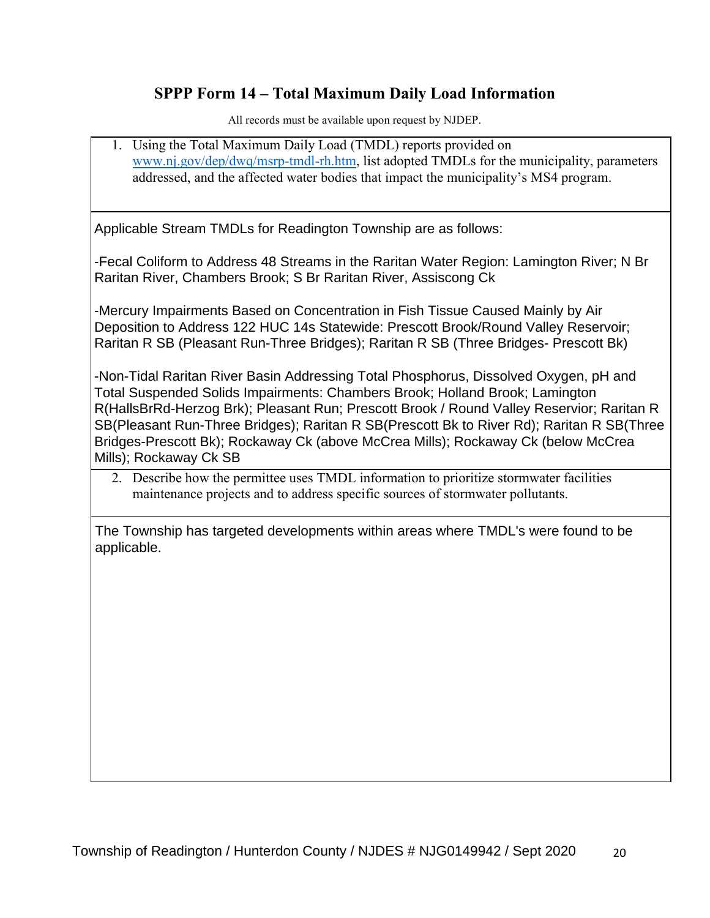## SPPP Form 14 – Total Maximum Daily Load Information

All records must be available upon request by NJDEP.

1. Using the Total Maximum Daily Load (TMDL) reports provided on www.nj.gov/dep/dwq/msrp-tmdl-rh.htm, list adopted TMDLs for the municipality, parameters addressed, and the affected water bodies that impact the municipality's MS4 program.

Applicable Stream TMDLs for Readington Township are as follows:

-Fecal Coliform to Address 48 Streams in the Raritan Water Region: Lamington River; N Br Raritan River, Chambers Brook; S Br Raritan River, Assiscong Ck

-Mercury Impairments Based on Concentration in Fish Tissue Caused Mainly by Air Deposition to Address 122 HUC 14s Statewide: Prescott Brook/Round Valley Reservoir; Raritan R SB (Pleasant Run-Three Bridges); Raritan R SB (Three Bridges- Prescott Bk)

-Non-Tidal Raritan River Basin Addressing Total Phosphorus, Dissolved Oxygen, pH and Total Suspended Solids Impairments: Chambers Brook; Holland Brook; Lamington R(HallsBrRd-Herzog Brk); Pleasant Run; Prescott Brook / Round Valley Reservior; Raritan R SB(Pleasant Run-Three Bridges); Raritan R SB(Prescott Bk to River Rd); Raritan R SB(Three Bridges-Prescott Bk); Rockaway Ck (above McCrea Mills); Rockaway Ck (below McCrea Mills); Rockaway Ck SB

2. Describe how the permittee uses TMDL information to prioritize stormwater facilities maintenance projects and to address specific sources of stormwater pollutants.

The Township has targeted developments within areas where TMDL's were found to be applicable.

Township of Readington / Hunterdon County / NJDES # NJG0149942 / Sept 2020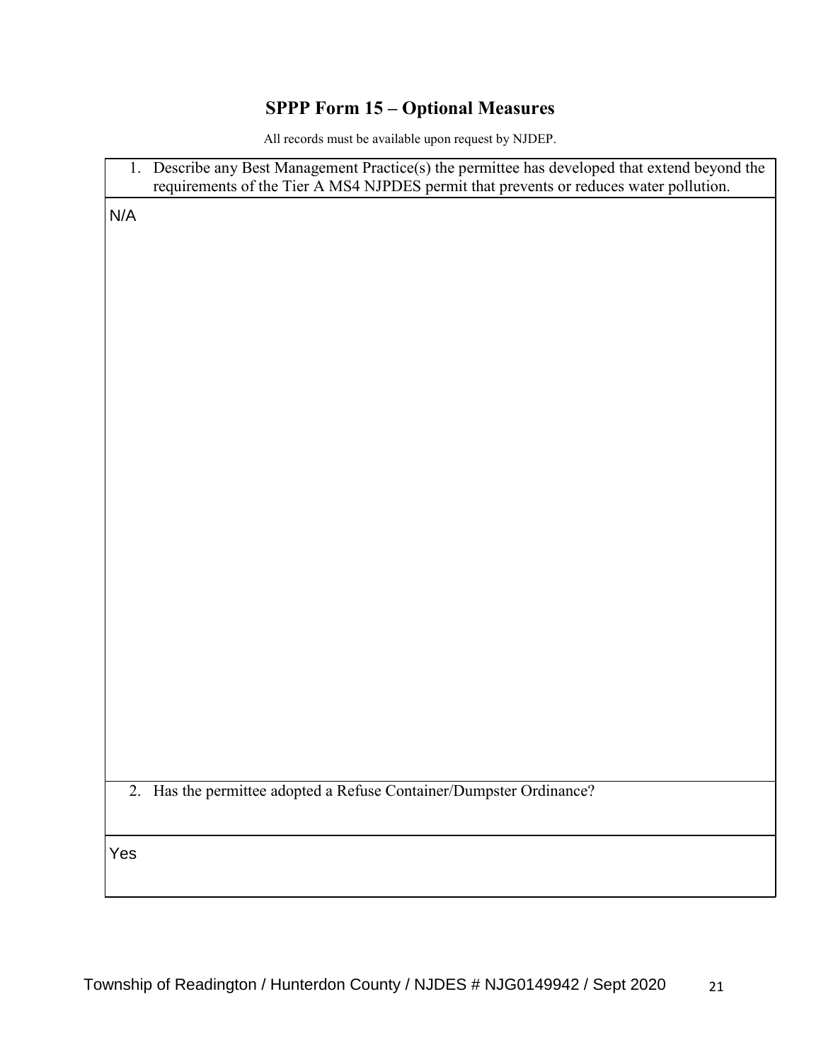# SPPP Form 15 – Optional Measures

All records must be available upon request by NJDEP.

1. Describe any Best Management Practice(s) the permittee has developed that extend beyond the requirements of the Tier A MS4 NJPDES permit that prevents or reduces water pollution.

N/A

2. Has the permittee adopted a Refuse Container/Dumpster Ordinance?

Yes